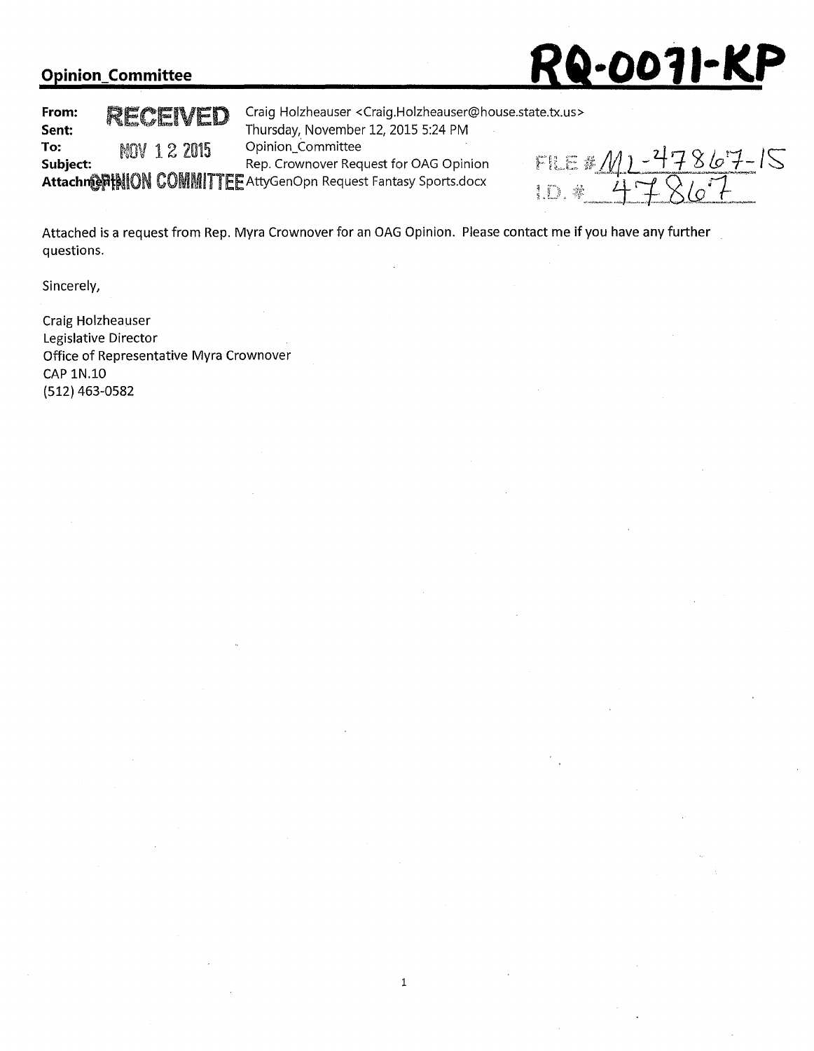**Opinion_Committee**

**RQ-0071-KP**

| | |
|---|---|
| **From:** | Craig Holzheauser <Craig.Holzheauser@house.state.tx.us> |
| **Sent:** | Thursday, November 12, 2015 5:24 PM |
| **To:** | Opinion_Committee |
| **Subject:** | Rep. Crownover Request for OAG Opinion |
| **Attachments:** | AttyGenOpn Request Fantasy Sports.docx |

RECEIVED
NOV 12 2015
OPINION COMMITTEE

FILE # ML-47867-15
I.D. # 47867

Attached is a request from Rep. Myra Crownover for an OAG Opinion. Please contact me if you have any further questions.

Sincerely,

Craig Holzheauser
Legislative Director
Office of Representative Myra Crownover
CAP 1N.10
(512) 463-0582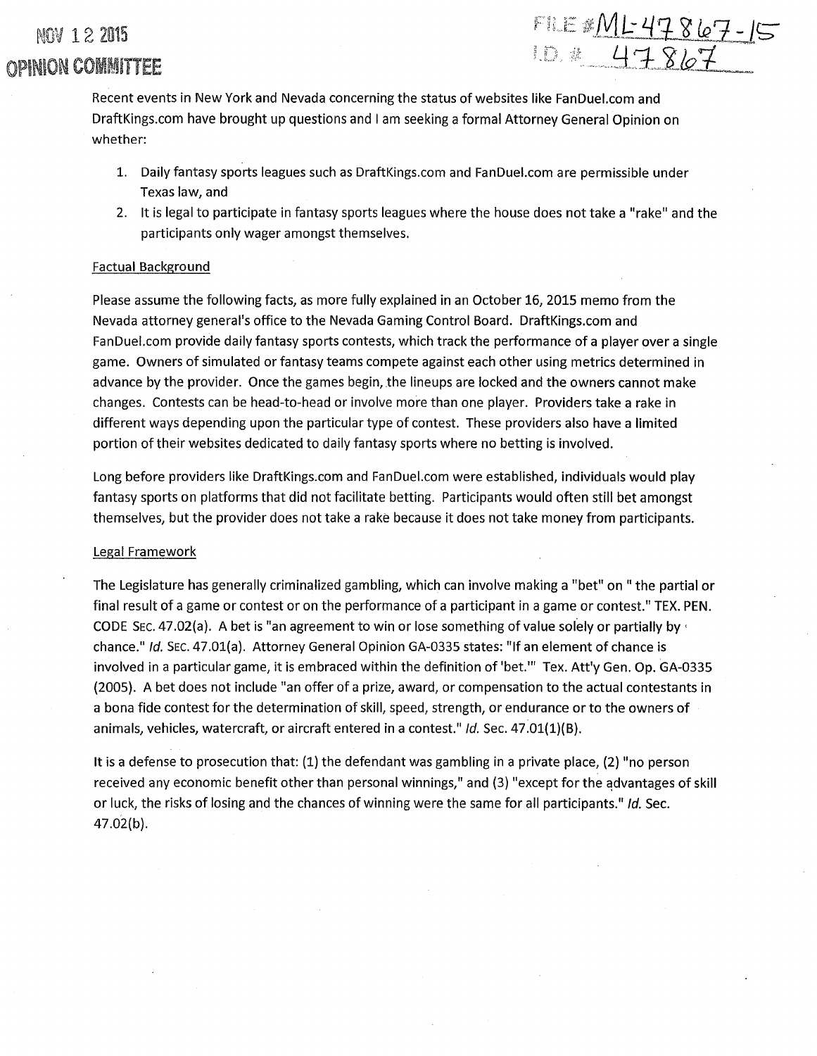NOV 12 2015

OPINION COMMITTEE

FILE #ML-47867-15

I.D. # 47867

Recent events in New York and Nevada concerning the status of websites like FanDuel.com and DraftKings.com have brought up questions and I am seeking a formal Attorney General Opinion on whether:

1. Daily fantasy sports leagues such as DraftKings.com and FanDuel.com are permissible under Texas law, and
2. It is legal to participate in fantasy sports leagues where the house does not take a "rake" and the participants only wager amongst themselves.

Factual Background

Please assume the following facts, as more fully explained in an October 16, 2015 memo from the Nevada attorney general's office to the Nevada Gaming Control Board. DraftKings.com and FanDuel.com provide daily fantasy sports contests, which track the performance of a player over a single game. Owners of simulated or fantasy teams compete against each other using metrics determined in advance by the provider. Once the games begin, the lineups are locked and the owners cannot make changes. Contests can be head-to-head or involve more than one player. Providers take a rake in different ways depending upon the particular type of contest. These providers also have a limited portion of their websites dedicated to daily fantasy sports where no betting is involved.

Long before providers like DraftKings.com and FanDuel.com were established, individuals would play fantasy sports on platforms that did not facilitate betting. Participants would often still bet amongst themselves, but the provider does not take a rake because it does not take money from participants.

Legal Framework

The Legislature has generally criminalized gambling, which can involve making a "bet" on " the partial or final result of a game or contest or on the performance of a participant in a game or contest." TEX. PEN. CODE SEC. 47.02(a). A bet is "an agreement to win or lose something of value solely or partially by chance." *Id.* SEC. 47.01(a). Attorney General Opinion GA-0335 states: "If an element of chance is involved in a particular game, it is embraced within the definition of 'bet.'" Tex. Att'y Gen. Op. GA-0335 (2005). A bet does not include "an offer of a prize, award, or compensation to the actual contestants in a bona fide contest for the determination of skill, speed, strength, or endurance or to the owners of animals, vehicles, watercraft, or aircraft entered in a contest." *Id.* Sec. 47.01(1)(B).

It is a defense to prosecution that: (1) the defendant was gambling in a private place, (2) "no person received any economic benefit other than personal winnings," and (3) "except for the advantages of skill or luck, the risks of losing and the chances of winning were the same for all participants." *Id.* Sec. 47.02(b).